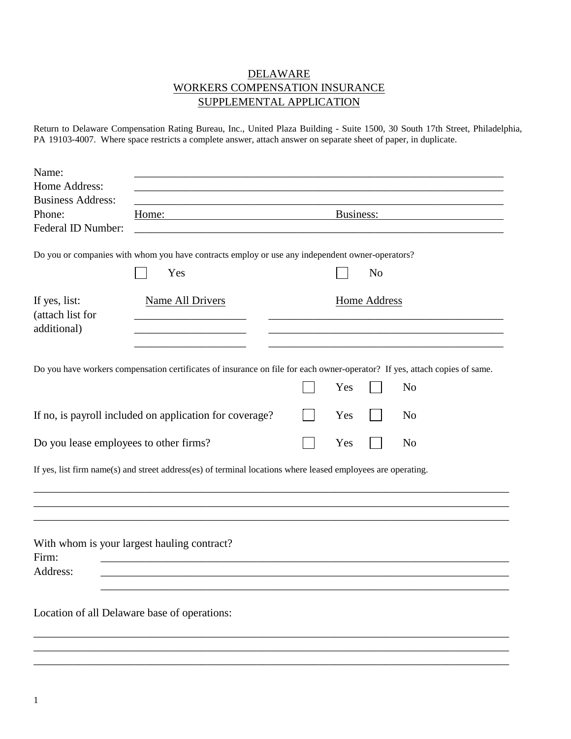# DELAWARE
# WORKERS COMPENSATION INSURANCE
# SUPPLEMENTAL APPLICATION

Return to Delaware Compensation Rating Bureau, Inc., United Plaza Building - Suite 1500, 30 South 17th Street, Philadelphia, PA 19103-4007. Where space restricts a complete answer, attach answer on separate sheet of paper, in duplicate.

Name: ____________________________________________

Home Address: ____________________________________________

Business Address: ____________________________________________

Phone: Home: ____________________ Business: ____________________

Federal ID Number: ____________________________________________

Do you or companies with whom you have contracts employ or use any independent owner-operators?

☐ Yes ☐ No

If yes, list: (attach list for additional)

| Name All Drivers | Home Address |
| --- | --- |
| ____________________ | ____________________________________________ |
| ____________________ | ____________________________________________ |
| ____________________ | ____________________________________________ |

Do you have workers compensation certificates of insurance on file for each owner-operator? If yes, attach copies of same.

☐ Yes ☐ No

If no, is payroll included on application for coverage? ☐ Yes ☐ No

Do you lease employees to other firms? ☐ Yes ☐ No

If yes, list firm name(s) and street address(es) of terminal locations where leased employees are operating.

____________________________________________

____________________________________________

____________________________________________

With whom is your largest hauling contract?

Firm: ____________________________________________

Address: ____________________________________________

____________________________________________

Location of all Delaware base of operations:

____________________________________________

____________________________________________

____________________________________________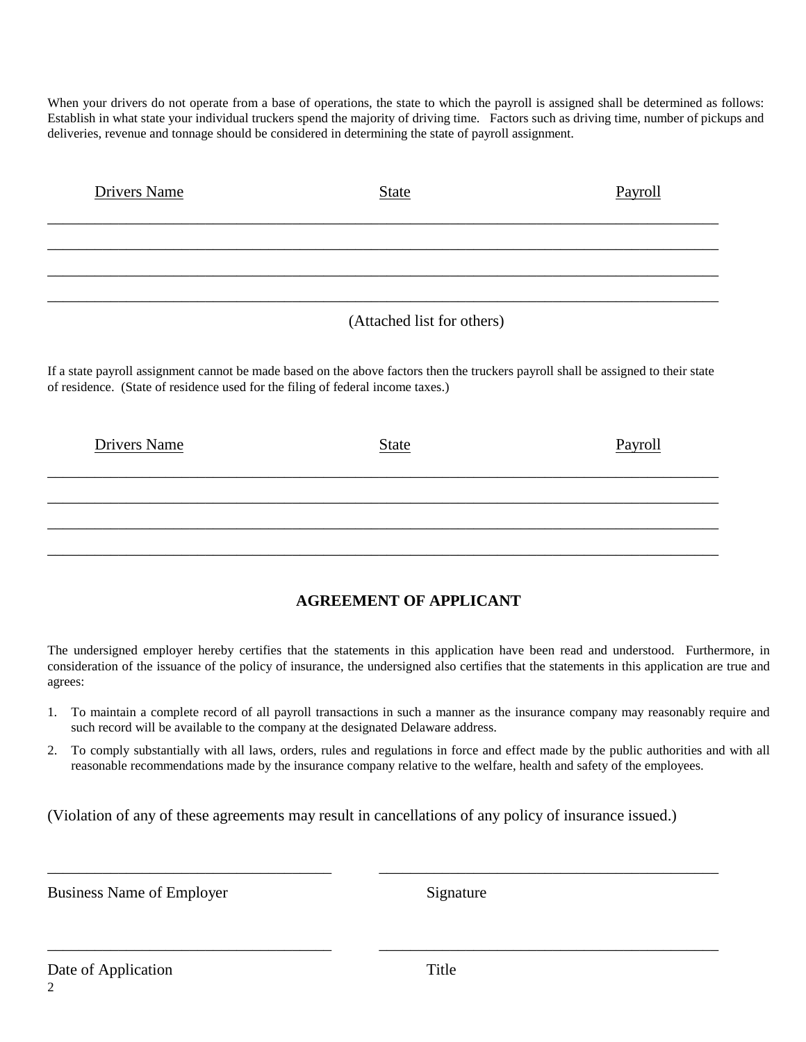When your drivers do not operate from a base of operations, the state to which the payroll is assigned shall be determined as follows: Establish in what state your individual truckers spend the majority of driving time. Factors such as driving time, number of pickups and deliveries, revenue and tonnage should be considered in determining the state of payroll assignment.

| Drivers Name | State | Payroll |
|---|---|---|
| | | |
| | | |
| | | |
| | | |

(Attached list for others)

If a state payroll assignment cannot be made based on the above factors then the truckers payroll shall be assigned to their state of residence. (State of residence used for the filing of federal income taxes.)

| Drivers Name | State | Payroll |
|---|---|---|
| | | |
| | | |
| | | |
| | | |

## AGREEMENT OF APPLICANT

The undersigned employer hereby certifies that the statements in this application have been read and understood. Furthermore, in consideration of the issuance of the policy of insurance, the undersigned also certifies that the statements in this application are true and agrees:

1. To maintain a complete record of all payroll transactions in such a manner as the insurance company may reasonably require and such record will be available to the company at the designated Delaware address.
2. To comply substantially with all laws, orders, rules and regulations in force and effect made by the public authorities and with all reasonable recommendations made by the insurance company relative to the welfare, health and safety of the employees.

(Violation of any of these agreements may result in cancellations of any policy of insurance issued.)

\_\_\_\_\_\_\_\_\_\_\_\_\_\_\_\_\_\_\_\_\_\_\_\_\_\_\_\_\_\_\_\_ \_\_\_\_\_\_\_\_\_\_\_\_\_\_\_\_\_\_\_\_\_\_\_\_\_\_\_\_\_\_\_\_

Business Name of Employer Signature

\_\_\_\_\_\_\_\_\_\_\_\_\_\_\_\_\_\_\_\_\_\_\_\_\_\_\_\_\_\_\_\_ \_\_\_\_\_\_\_\_\_\_\_\_\_\_\_\_\_\_\_\_\_\_\_\_\_\_\_\_\_\_\_\_

Date of Application Title